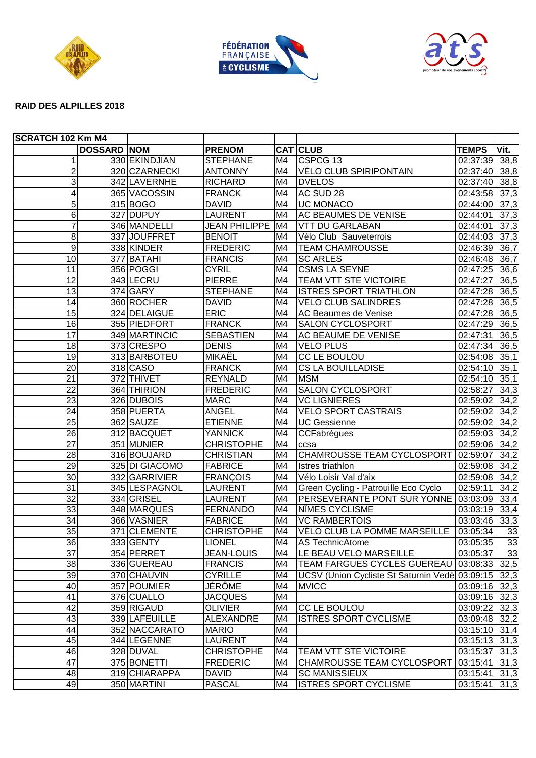**RAID DES ALPILLES 2018**

| SCRATCH 102 Km M4 | | | | | | | |
|---|---|---|---|---|---|---|---|
| | DOSSARD | NOM | PRENOM | CAT | CLUB | TEMPS | Vit. |
| 1 | 330 | EKINDJIAN | STEPHANE | M4 | CSPCG 13 | 02:37:39 | 38,8 |
| 2 | 320 | CZARNECKI | ANTONNY | M4 | VÉLO CLUB SPIRIPONTAIN | 02:37:40 | 38,8 |
| 3 | 342 | LAVERNHE | RICHARD | M4 | DVELOS | 02:37:40 | 38,8 |
| 4 | 365 | VACOSSIN | FRANCK | M4 | AC SUD 28 | 02:43:58 | 37,3 |
| 5 | 315 | BOGO | DAVID | M4 | UC MONACO | 02:44:00 | 37,3 |
| 6 | 327 | DUPUY | LAURENT | M4 | AC BEAUMES DE VENISE | 02:44:01 | 37,3 |
| 7 | 346 | MANDELLI | JEAN PHILIPPE | M4 | VTT DU GARLABAN | 02:44:01 | 37,3 |
| 8 | 337 | JOUFFRET | BENOIT | M4 | Vélo Club Sauveterrois | 02:44:03 | 37,3 |
| 9 | 338 | KINDER | FREDERIC | M4 | TEAM CHAMROUSSE | 02:46:39 | 36,7 |
| 10 | 377 | BATAHI | FRANCIS | M4 | SC ARLES | 02:46:48 | 36,7 |
| 11 | 356 | POGGI | CYRIL | M4 | CSMS LA SEYNE | 02:47:25 | 36,6 |
| 12 | 343 | LECRU | PIERRE | M4 | TEAM VTT STE VICTOIRE | 02:47:27 | 36,5 |
| 13 | 374 | GARY | STEPHANE | M4 | ISTRES SPORT TRIATHLON | 02:47:28 | 36,5 |
| 14 | 360 | ROCHER | DAVID | M4 | VELO CLUB SALINDRES | 02:47:28 | 36,5 |
| 15 | 324 | DELAIGUE | ERIC | M4 | AC Beaumes de Venise | 02:47:28 | 36,5 |
| 16 | 355 | PIEDFORT | FRANCK | M4 | SALON CYCLOSPORT | 02:47:29 | 36,5 |
| 17 | 349 | MARTINCIC | SEBASTIEN | M4 | AC BEAUME DE VENISE | 02:47:31 | 36,5 |
| 18 | 373 | CRESPO | DENIS | M4 | VELO PLUS | 02:47:34 | 36,5 |
| 19 | 313 | BARBOTEU | MIKAËL | M4 | CC LE BOULOU | 02:54:08 | 35,1 |
| 20 | 318 | CASO | FRANCK | M4 | CS LA BOUILLADISE | 02:54:10 | 35,1 |
| 21 | 372 | THIVET | REYNALD | M4 | MSM | 02:54:10 | 35,1 |
| 22 | 364 | THIRION | FREDERIC | M4 | SALON CYCLOSPORT | 02:58:27 | 34,3 |
| 23 | 326 | DUBOIS | MARC | M4 | VC LIGNIERES | 02:59:02 | 34,2 |
| 24 | 358 | PUERTA | ANGEL | M4 | VELO SPORT CASTRAIS | 02:59:02 | 34,2 |
| 25 | 362 | SAUZE | ETIENNE | M4 | UC Gessienne | 02:59:02 | 34,2 |
| 26 | 312 | BACQUET | YANNICK | M4 | CCFabrègues | 02:59:03 | 34,2 |
| 27 | 351 | MUNIER | CHRISTOPHE | M4 | ccsa | 02:59:06 | 34,2 |
| 28 | 316 | BOUJARD | CHRISTIAN | M4 | CHAMROUSSE TEAM CYCLOSPORT | 02:59:07 | 34,2 |
| 29 | 325 | DI GIACOMO | FABRICE | M4 | Istres triathlon | 02:59:08 | 34,2 |
| 30 | 332 | GARRIVIER | FRANÇOIS | M4 | Vélo Loisir Val d'aix | 02:59:08 | 34,2 |
| 31 | 345 | LESPAGNOL | LAURENT | M4 | Green Cycling - Patrouille Eco Cyclo | 02:59:11 | 34,2 |
| 32 | 334 | GRISEL | LAURENT | M4 | PERSEVERANTE PONT SUR YONNE | 03:03:09 | 33,4 |
| 33 | 348 | MARQUES | FERNANDO | M4 | NÎMES CYCLISME | 03:03:19 | 33,4 |
| 34 | 366 | VASNIER | FABRICE | M4 | VC RAMBERTOIS | 03:03:46 | 33,3 |
| 35 | 371 | CLEMENTE | CHRISTOPHE | M4 | VÉLO CLUB LA POMME MARSEILLE | 03:05:34 | 33 |
| 36 | 333 | GENTY | LIONEL | M4 | AS TechnicAtome | 03:05:35 | 33 |
| 37 | 354 | PERRET | JEAN-LOUIS | M4 | LE BEAU VELO MARSEILLE | 03:05:37 | 33 |
| 38 | 336 | GUEREAU | FRANCIS | M4 | TEAM FARGUES CYCLES GUEREAU | 03:08:33 | 32,5 |
| 39 | 370 | CHAUVIN | CYRILLE | M4 | UCSV (Union Cycliste St Saturnin Vedè | 03:09:15 | 32,3 |
| 40 | 357 | POUMIER | JÉRÔME | M4 | MVICC | 03:09:16 | 32,3 |
| 41 | 376 | CUALLO | JACQUES | M4 | | 03:09:16 | 32,3 |
| 42 | 359 | RIGAUD | OLIVIER | M4 | CC LE BOULOU | 03:09:22 | 32,3 |
| 43 | 339 | LAFEUILLE | ALEXANDRE | M4 | ISTRES SPORT CYCLISME | 03:09:48 | 32,2 |
| 44 | 352 | NACCARATO | MARIO | M4 | | 03:15:10 | 31,4 |
| 45 | 344 | LEGENNE | LAURENT | M4 | | 03:15:13 | 31,3 |
| 46 | 328 | DUVAL | CHRISTOPHE | M4 | TEAM VTT STE VICTOIRE | 03:15:37 | 31,3 |
| 47 | 375 | BONETTI | FREDERIC | M4 | CHAMROUSSE TEAM CYCLOSPORT | 03:15:41 | 31,3 |
| 48 | 319 | CHIARAPPA | DAVID | M4 | SC MANISSIEUX | 03:15:41 | 31,3 |
| 49 | 350 | MARTINI | PASCAL | M4 | ISTRES SPORT CYCLISME | 03:15:41 | 31,3 |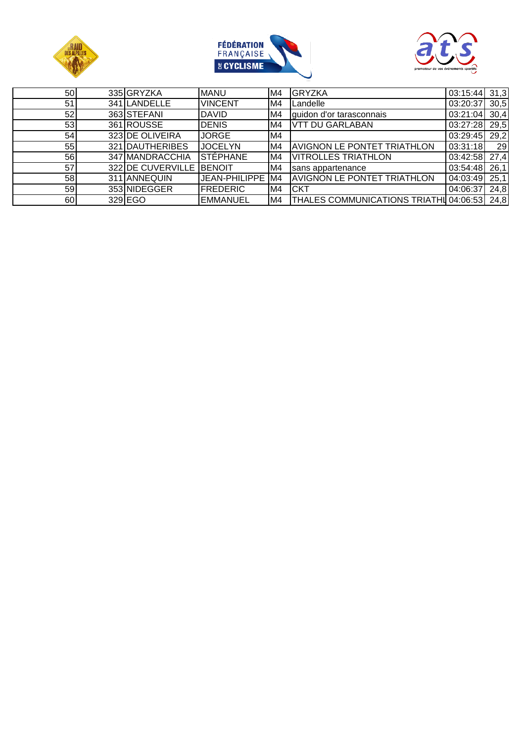| | | | | | | | |
|---|---|---|---|---|---|---|---|
| 50 | 335 | GRYZKA | MANU | M4 | GRYZKA | 03:15:44 | 31,3 |
| 51 | 341 | LANDELLE | VINCENT | M4 | Landelle | 03:20:37 | 30,5 |
| 52 | 363 | STEFANI | DAVID | M4 | guidon d'or tarasconnais | 03:21:04 | 30,4 |
| 53 | 361 | ROUSSE | DENIS | M4 | VTT DU GARLABAN | 03:27:28 | 29,5 |
| 54 | 323 | DE OLIVEIRA | JORGE | M4 | | 03:29:45 | 29,2 |
| 55 | 321 | DAUTHERIBES | JOCELYN | M4 | AVIGNON LE PONTET TRIATHLON | 03:31:18 | 29 |
| 56 | 347 | MANDRACCHIA | STÉPHANE | M4 | VITROLLES TRIATHLON | 03:42:58 | 27,4 |
| 57 | 322 | DE CUVERVILLE | BENOIT | M4 | sans appartenance | 03:54:48 | 26,1 |
| 58 | 311 | ANNEQUIN | JEAN-PHILIPPE | M4 | AVIGNON LE PONTET TRIATHLON | 04:03:49 | 25,1 |
| 59 | 353 | NIDEGGER | FREDERIC | M4 | CKT | 04:06:37 | 24,8 |
| 60 | 329 | EGO | EMMANUEL | M4 | THALES COMMUNICATIONS TRIATHL | 04:06:53 | 24,8 |